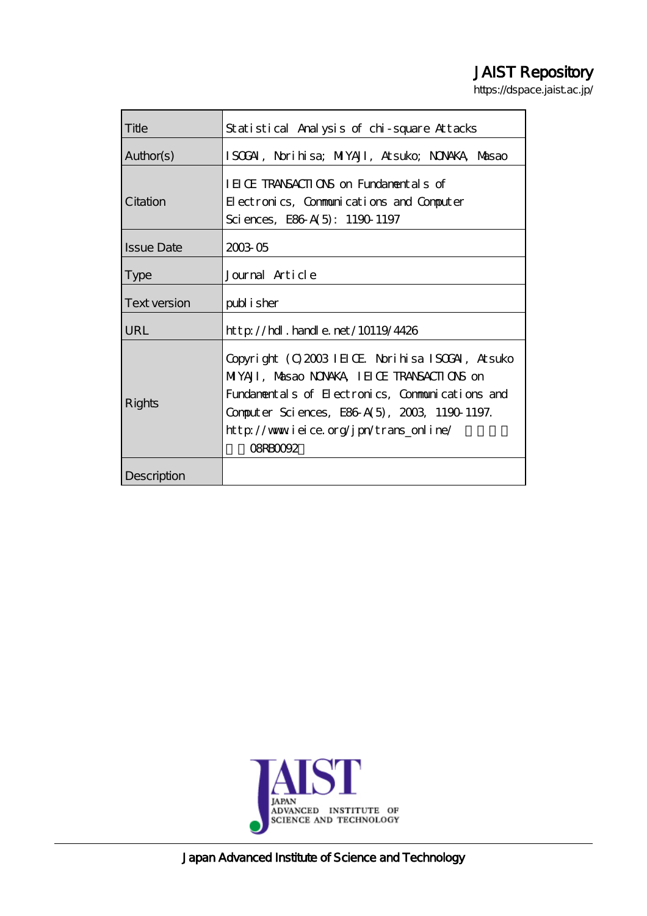JAIST Repository

https://dspace.jaist.ac.jp/

| Title | Statistical Analysis of chi-square Attacks |
| --- | --- |
| Author(s) | ISOGAI, Norihisa; MIYAJI, Atsuko; NONAKA, Masao |
| Citation | IEICE TRANSACTIONS on Fundamentals of Electronics, Communications and Computer Sciences, E86-A(5): 1190-1197 |
| Issue Date | 2003-05 |
| Type | Journal Article |
| Text version | publisher |
| URL | http://hdl.handle.net/10119/4426 |
| Rights | Copyright (C)2003 IEICE. Norihisa ISOGAI, Atsuko MIYAJI, Masao NONAKA, IEICE TRANSACTIONS on Fundamentals of Electronics, Communications and Computer Sciences, E86-A(5), 2003, 1190-1197. http://www.ieice.org/jpn/trans_online/ 許諾番号：08RB0092 |
| Description | |

Japan Advanced Institute of Science and Technology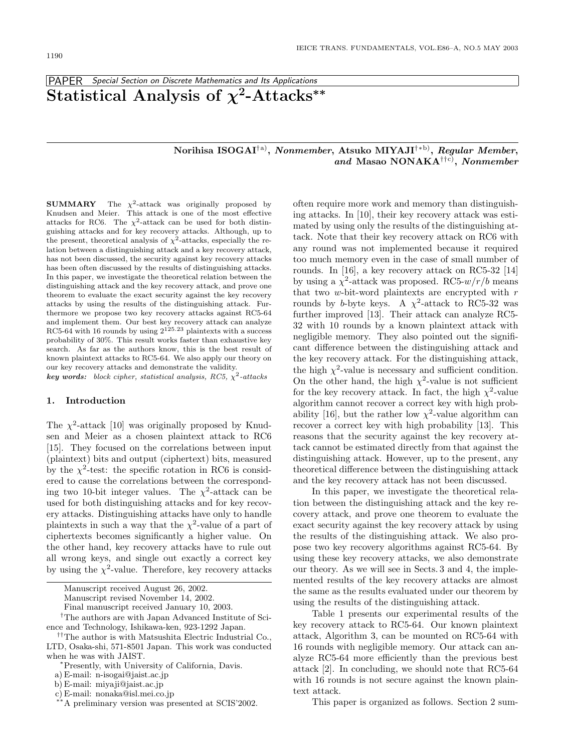PAPER *Special Section on Discrete Mathematics and Its Applications*

# Statistical Analysis of $\chi^2$-Attacks**

**Norihisa ISOGAI**[†a)], *Nonmember*, **Atsuko MIYAJI**[†*b)], *Regular Member*, *and* **Masao NONAKA**[††c)], *Nonmember*

**SUMMARY** The $\chi^2$-attack was originally proposed by Knudsen and Meier. This attack is one of the most effective attacks for RC6. The $\chi^2$-attack can be used for both distinguishing attacks and for key recovery attacks. Although, up to the present, theoretical analysis of $\chi^2$-attacks, especially the relation between a distinguishing attack and a key recovery attack, has not been discussed, the security against key recovery attacks has been often discussed by the results of distinguishing attacks. In this paper, we investigate the theoretical relation between the distinguishing attack and the key recovery attack, and prove one theorem to evaluate the exact security against the key recovery attacks by using the results of the distinguishing attack. Furthermore we propose two key recovery attacks against RC5-64 and implement them. Our best key recovery attack can analyze RC5-64 with 16 rounds by using $2^{125.23}$ plaintexts with a success probability of 30%. This result works faster than exhaustive key search. As far as the authors know, this is the best result of known plaintext attacks to RC5-64. We also apply our theory on our key recovery attacks and demonstrate the validity.

***key words:*** *block cipher, statistical analysis, RC5, $\chi^2$-attacks*

## 1. Introduction

The $\chi^2$-attack [10] was originally proposed by Knudsen and Meier as a chosen plaintext attack to RC6 [15]. They focused on the correlations between input (plaintext) bits and output (ciphertext) bits, measured by the $\chi^2$-test: the specific rotation in RC6 is considered to cause the correlations between the corresponding two 10-bit integer values. The $\chi^2$-attack can be used for both distinguishing attacks and for key recovery attacks. Distinguishing attacks have only to handle plaintexts in such a way that the $\chi^2$-value of a part of ciphertexts becomes significantly a higher value. On the other hand, key recovery attacks have to rule out all wrong keys, and single out exactly a correct key by using the $\chi^2$-value. Therefore, key recovery attacks often require more work and memory than distinguishing attacks. In [10], their key recovery attack was estimated by using only the results of the distinguishing attack. Note that their key recovery attack on RC6 with any round was not implemented because it required too much memory even in the case of small number of rounds. In [16], a key recovery attack on RC5-32 [14] by using a $\chi^2$-attack was proposed. RC5-$w/r/b$ means that two $w$-bit-word plaintexts are encrypted with $r$ rounds by $b$-byte keys. A $\chi^2$-attack to RC5-32 was further improved [13]. Their attack can analyze RC5-32 with 10 rounds by a known plaintext attack with negligible memory. They also pointed out the significant difference between the distinguishing attack and the key recovery attack. For the distinguishing attack, the high $\chi^2$-value is necessary and sufficient condition. On the other hand, the high $\chi^2$-value is not sufficient for the key recovery attack. In fact, the high $\chi^2$-value algorithm cannot recover a correct key with high probability [16], but the rather low $\chi^2$-value algorithm can recover a correct key with high probability [13]. This reasons that the security against the key recovery attack cannot be estimated directly from that against the distinguishing attack. However, up to the present, any theoretical difference between the distinguishing attack and the key recovery attack has not been discussed.

In this paper, we investigate the theoretical relation between the distinguishing attack and the key recovery attack, and prove one theorem to evaluate the exact security against the key recovery attack by using the results of the distinguishing attack. We also propose two key recovery algorithms against RC5-64. By using these key recovery attacks, we also demonstrate our theory. As we will see in Sects. 3 and 4, the implemented results of the key recovery attacks are almost the same as the results evaluated under our theorem by using the results of the distinguishing attack.

Table 1 presents our experimental results of the key recovery attack to RC5-64. Our known plaintext attack, Algorithm 3, can be mounted on RC5-64 with 16 rounds with negligible memory. Our attack can analyze RC5-64 more efficiently than the previous best attack [2]. In concluding, we should note that RC5-64 with 16 rounds is not secure against the known plaintext attack.

This paper is organized as follows. Section 2 sum-

Manuscript received August 26, 2002.
Manuscript revised November 14, 2002.
Final manuscript received January 10, 2003.

[†]The authors are with Japan Advanced Institute of Science and Technology, Ishikawa-ken, 923-1292 Japan.

[††]The author is with Matsushita Electric Industrial Co., LTD, Osaka-shi, 571-8501 Japan. This work was conducted when he was with JAIST.

[*]Presently, with University of California, Davis.

a) E-mail: n-isogai@jaist.ac.jp
b) E-mail: miyaji@jaist.ac.jp
c) E-mail: nonaka@isl.mei.co.jp

[**]A preliminary version was presented at SCIS'2002.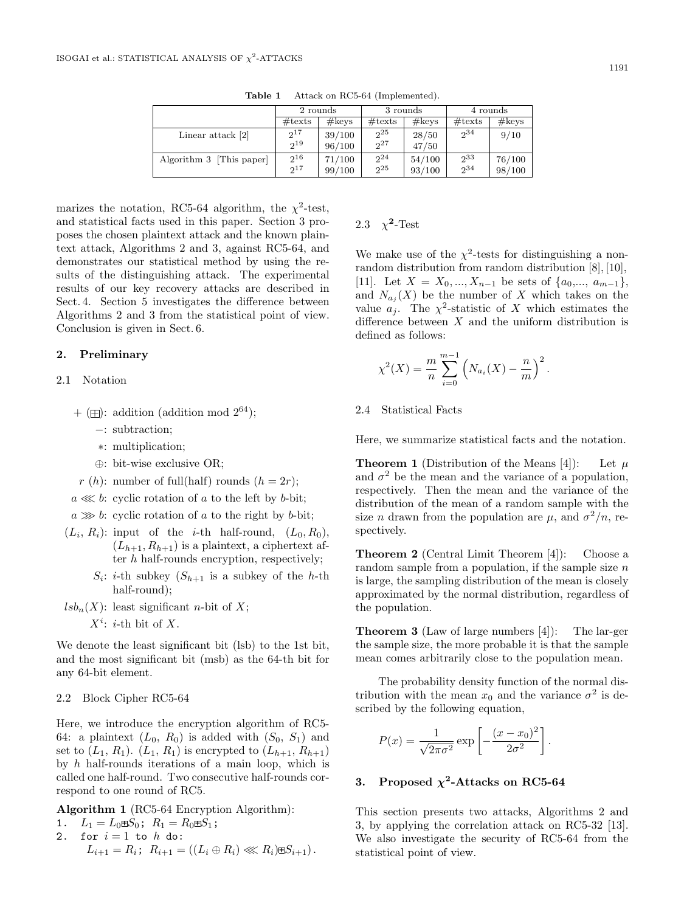**Table 1** Attack on RC5-64 (Implemented).

| | 2 rounds | | 3 rounds | | 4 rounds | |
|---|---|---|---|---|---|---|
| | #texts | #keys | #texts | #keys | #texts | #keys |
| Linear attack [2] | $2^{17}$ | 39/100 | $2^{25}$ | 28/50 | $2^{34}$ | 9/10 |
| | $2^{19}$ | 96/100 | $2^{27}$ | 47/50 | | |
| Algorithm 3 [This paper] | $2^{16}$ | 71/100 | $2^{24}$ | 54/100 | $2^{33}$ | 76/100 |
| | $2^{17}$ | 99/100 | $2^{25}$ | 93/100 | $2^{34}$ | 98/100 |

marizes the notation, RC5-64 algorithm, the $\chi^2$-test, and statistical facts used in this paper. Section 3 proposes the chosen plaintext attack and the known plaintext attack, Algorithms 2 and 3, against RC5-64, and demonstrates our statistical method by using the results of the distinguishing attack. The experimental results of our key recovery attacks are described in Sect. 4. Section 5 investigates the difference between Algorithms 2 and 3 from the statistical point of view. Conclusion is given in Sect. 6.

## 2. Preliminary

### 2.1 Notation

- $+$ ($\boxplus$): addition (addition mod $2^{64}$);
- $-$: subtraction;
- $*$: multiplication;
- $\oplus$: bit-wise exclusive OR;
- $r$ ($h$): number of full(half) rounds ($h = 2r$);
- $a \lll b$: cyclic rotation of $a$ to the left by $b$-bit;
- $a \ggg b$: cyclic rotation of $a$ to the right by $b$-bit;
- $(L_i, R_i)$: input of the $i$-th half-round, $(L_0, R_0)$, $(L_{h+1}, R_{h+1})$ is a plaintext, a ciphertext after $h$ half-rounds encryption, respectively;
- $S_i$: $i$-th subkey ($S_{h+1}$ is a subkey of the $h$-th half-round);
- $lsb_n(X)$: least significant $n$-bit of $X$;
- $X^i$: $i$-th bit of $X$.

We denote the least significant bit (lsb) to the 1st bit, and the most significant bit (msb) as the 64-th bit for any 64-bit element.

### 2.2 Block Cipher RC5-64

Here, we introduce the encryption algorithm of RC5-64: a plaintext $(L_0, R_0)$ is added with $(S_0, S_1)$ and set to $(L_1, R_1)$. $(L_1, R_1)$ is encrypted to $(L_{h+1}, R_{h+1})$ by $h$ half-rounds iterations of a main loop, which is called one half-round. Two consecutive half-rounds correspond to one round of RC5.

**Algorithm 1** (RC5-64 Encryption Algorithm):

1. $L_1 = L_0 \boxplus S_0$; $R_1 = R_0 \boxplus S_1$;
2. for $i = 1$ to $h$ do:
   $L_{i+1} = R_i$; $R_{i+1} = ((L_i \oplus R_i) \lll R_i) \boxplus S_{i+1})$.

### 2.3 $\chi^2$-Test

We make use of the $\chi^2$-tests for distinguishing a nonrandom distribution from random distribution [8], [10], [11]. Let $X = X_0, ..., X_{n-1}$ be sets of $\{a_0, ..., a_{m-1}\}$, and $N_{a_j}(X)$ be the number of $X$ which takes on the value $a_j$. The $\chi^2$-statistic of $X$ which estimates the difference between $X$ and the uniform distribution is defined as follows:

$$\chi^2(X) = \frac{m}{n} \sum_{i=0}^{m-1} \left( N_{a_i}(X) - \frac{n}{m} \right)^2 .$$

### 2.4 Statistical Facts

Here, we summarize statistical facts and the notation.

**Theorem 1** (Distribution of the Means [4]): Let $\mu$ and $\sigma^2$ be the mean and the variance of a population, respectively. Then the mean and the variance of the distribution of the mean of a random sample with the size $n$ drawn from the population are $\mu$, and $\sigma^2/n$, respectively.

**Theorem 2** (Central Limit Theorem [4]): Choose a random sample from a population, if the sample size $n$ is large, the sampling distribution of the mean is closely approximated by the normal distribution, regardless of the population.

**Theorem 3** (Law of large numbers [4]): The lar-ger the sample size, the more probable it is that the sample mean comes arbitrarily close to the population mean.

The probability density function of the normal distribution with the mean $x_0$ and the variance $\sigma^2$ is described by the following equation,

$$P(x) = \frac{1}{\sqrt{2\pi\sigma^2}} \exp\left[ -\frac{(x - x_0)^2}{2\sigma^2} \right] .$$

## 3. Proposed $\chi^2$-Attacks on RC5-64

This section presents two attacks, Algorithms 2 and 3, by applying the correlation attack on RC5-32 [13]. We also investigate the security of RC5-64 from the statistical point of view.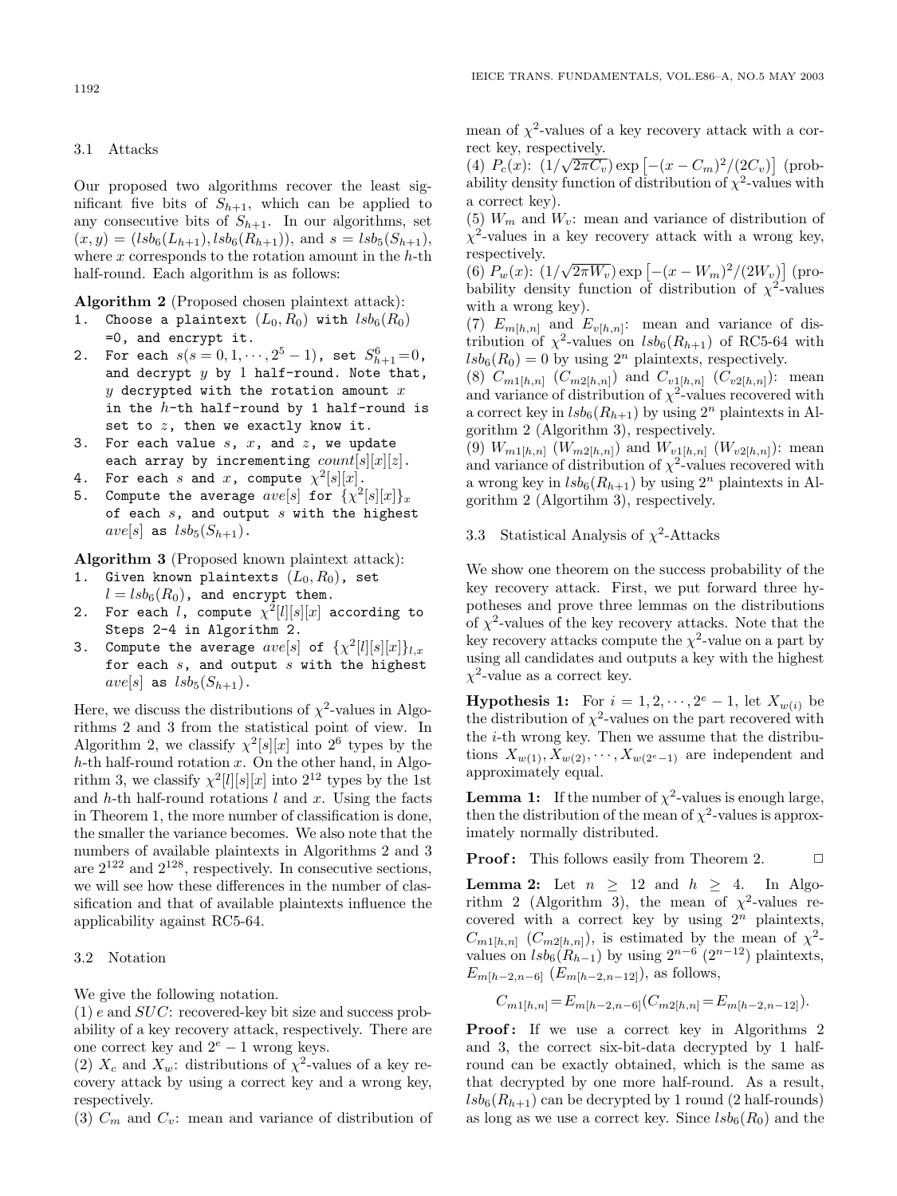### 3.1 Attacks

Our proposed two algorithms recover the least significant five bits of $S_{h+1}$, which can be applied to any consecutive bits of $S_{h+1}$. In our algorithms, set $(x, y) = (lsb_6(L_{h+1}), lsb_6(R_{h+1}))$, and $s = lsb_5(S_{h+1})$, where $x$ corresponds to the rotation amount in the $h$-th half-round. Each algorithm is as follows:

**Algorithm 2** (Proposed chosen plaintext attack):

```
1.  Choose a plaintext (L_0, R_0) with lsb_6(R_0)
    =0, and encrypt it.
2.  For each s(s = 0, 1, ..., 2^5 - 1), set S^6_{h+1}=0,
    and decrypt y by 1 half-round. Note that,
    y decrypted with the rotation amount x
    in the h-th half-round by 1 half-round is
    set to z, then we exactly know it.
3.  For each value s, x, and z, we update
    each array by incrementing count[s][x][z].
4.  For each s and x, compute χ^2[s][x].
5.  Compute the average ave[s] for {χ^2[s][x]}_x
    of each s, and output s with the highest
    ave[s] as lsb_5(S_{h+1}).
```

**Algorithm 3** (Proposed known plaintext attack):

```
1.  Given known plaintexts (L_0, R_0), set
    l = lsb_6(R_0), and encrypt them.
2.  For each l, compute χ^2[l][s][x] according to
    Steps 2-4 in Algorithm 2.
3.  Compute the average ave[s] of {χ^2[l][s][x]}_{l,x}
    for each s, and output s with the highest
    ave[s] as lsb_5(S_{h+1}).
```

Here, we discuss the distributions of $\chi^2$-values in Algorithms 2 and 3 from the statistical point of view. In Algorithm 2, we classify $\chi^2[s][x]$ into $2^6$ types by the $h$-th half-round rotation $x$. On the other hand, in Algorithm 3, we classify $\chi^2[l][s][x]$ into $2^{12}$ types by the 1st and $h$-th half-round rotations $l$ and $x$. Using the facts in Theorem 1, the more number of classification is done, the smaller the variance becomes. We also note that the numbers of available plaintexts in Algorithms 2 and 3 are $2^{122}$ and $2^{128}$, respectively. In consecutive sections, we will see how these differences in the number of classification and that of available plaintexts influence the applicability against RC5-64.

### 3.2 Notation

We give the following notation.

(1) $e$ and $SUC$: recovered-key bit size and success probability of a key recovery attack, respectively. There are one correct key and $2^e - 1$ wrong keys.

(2) $X_c$ and $X_w$: distributions of $\chi^2$-values of a key recovery attack by using a correct key and a wrong key, respectively.

(3) $C_m$ and $C_v$: mean and variance of distribution of mean of $\chi^2$-values of a key recovery attack with a correct key, respectively.

(4) $P_c(x)$: $(1/\sqrt{2\pi C_v}) \exp\left[-(x - C_m)^2/(2C_v)\right]$ (probability density function of distribution of $\chi^2$-values with a correct key).

(5) $W_m$ and $W_v$: mean and variance of distribution of $\chi^2$-values in a key recovery attack with a wrong key, respectively.

(6) $P_w(x)$: $(1/\sqrt{2\pi W_v}) \exp\left[-(x - W_m)^2/(2W_v)\right]$ (probability density function of distribution of $\chi^2$-values with a wrong key).

(7) $E_{m[h,n]}$ and $E_{v[h,n]}$: mean and variance of distribution of $\chi^2$-values on $lsb_6(R_{h+1})$ of RC5-64 with $lsb_6(R_0) = 0$ by using $2^n$ plaintexts, respectively.

(8) $C_{m1[h,n]}$ ($C_{m2[h,n]}$) and $C_{v1[h,n]}$ ($C_{v2[h,n]}$): mean and variance of distribution of $\chi^2$-values recovered with a correct key in $lsb_6(R_{h+1})$ by using $2^n$ plaintexts in Algorithm 2 (Algorithm 3), respectively.

(9) $W_{m1[h,n]}$ ($W_{m2[h,n]}$) and $W_{v1[h,n]}$ ($W_{v2[h,n]}$): mean and variance of distribution of $\chi^2$-values recovered with a wrong key in $lsb_6(R_{h+1})$ by using $2^n$ plaintexts in Algorithm 2 (Algortihm 3), respectively.

### 3.3 Statistical Analysis of $\chi^2$-Attacks

We show one theorem on the success probability of the key recovery attack. First, we put forward three hypotheses and prove three lemmas on the distributions of $\chi^2$-values of the key recovery attacks. Note that the key recovery attacks compute the $\chi^2$-value on a part by using all candidates and outputs a key with the highest $\chi^2$-value as a correct key.

**Hypothesis 1:** For $i = 1, 2, \cdots, 2^e - 1$, let $X_{w(i)}$ be the distribution of $\chi^2$-values on the part recovered with the $i$-th wrong key. Then we assume that the distributions $X_{w(1)}, X_{w(2)}, \cdots, X_{w(2^e-1)}$ are independent and approximately equal.

**Lemma 1:** If the number of $\chi^2$-values is enough large, then the distribution of the mean of $\chi^2$-values is approximately normally distributed.

**Proof:** This follows easily from Theorem 2. □

**Lemma 2:** Let $n \geq 12$ and $h \geq 4$. In Algorithm 2 (Algorithm 3), the mean of $\chi^2$-values recovered with a correct key by using $2^n$ plaintexts, $C_{m1[h,n]}$ ($C_{m2[h,n]}$), is estimated by the mean of $\chi^2$-values on $lsb_6(R_{h-1})$ by using $2^{n-6}$ ($2^{n-12}$) plaintexts, $E_{m[h-2,n-6]}$ ($E_{m[h-2,n-12]}$), as follows,

$$C_{m1[h,n]} = E_{m[h-2,n-6]} (C_{m2[h,n]} = E_{m[h-2,n-12]}).$$

**Proof:** If we use a correct key in Algorithms 2 and 3, the correct six-bit-data decrypted by 1 half-round can be exactly obtained, which is the same as that decrypted by one more half-round. As a result, $lsb_6(R_{h+1})$ can be decrypted by 1 round (2 half-rounds) as long as we use a correct key. Since $lsb_6(R_0)$ and the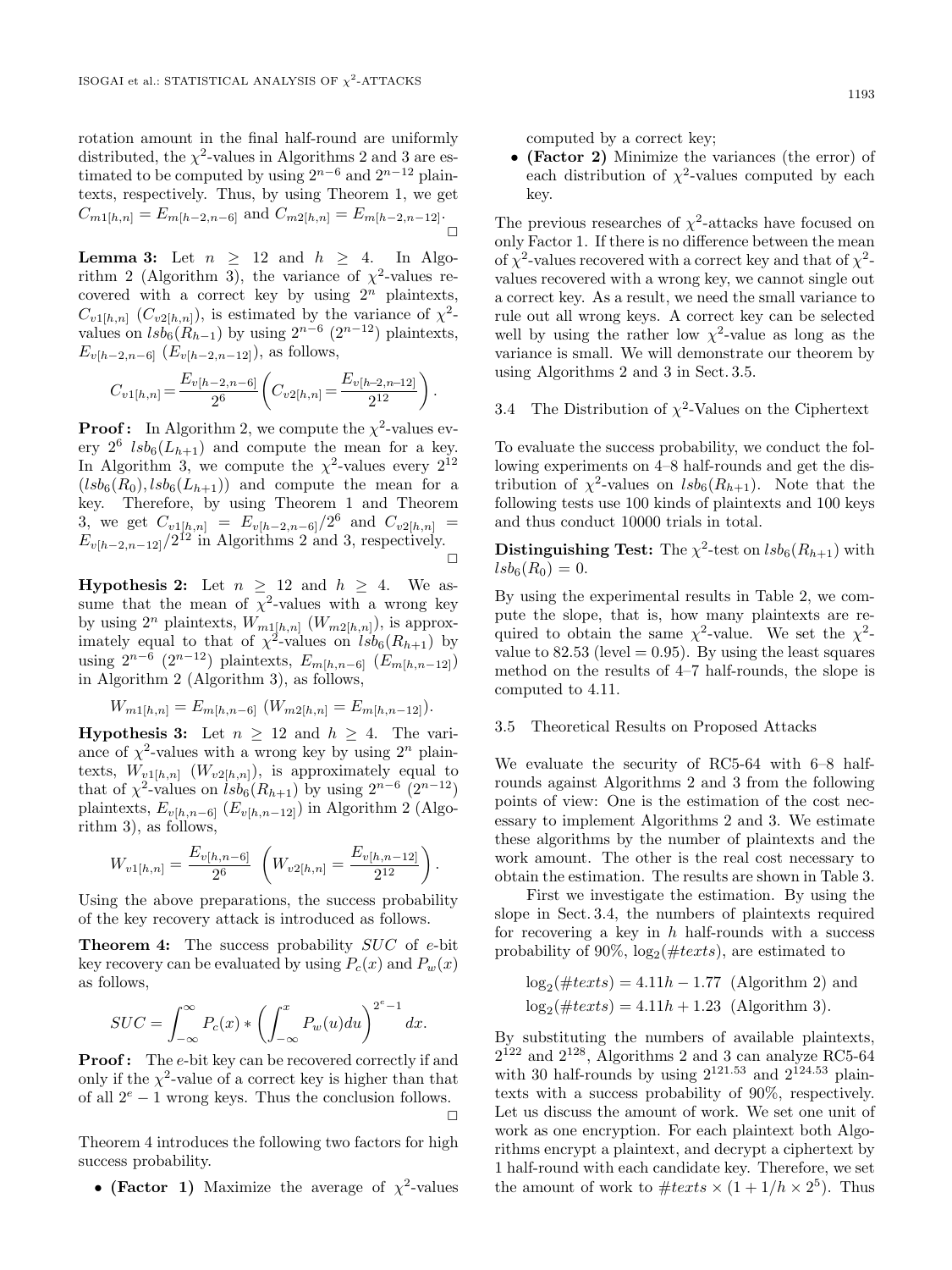rotation amount in the final half-round are uniformly distributed, the $\chi^2$-values in Algorithms 2 and 3 are estimated to be computed by using $2^{n-6}$ and $2^{n-12}$ plaintexts, respectively. Thus, by using Theorem 1, we get $C_{m1[h,n]} = E_{m[h-2,n-6]}$ and $C_{m2[h,n]} = E_{m[h-2,n-12]}$. □

**Lemma 3:** Let $n \geq 12$ and $h \geq 4$. In Algorithm 2 (Algorithm 3), the variance of $\chi^2$-values recovered with a correct key by using $2^n$ plaintexts, $C_{v1[h,n]}$ ($C_{v2[h,n]}$), is estimated by the variance of $\chi^2$-values on $lsb_6(R_{h-1})$ by using $2^{n-6}$ ($2^{n-12}$) plaintexts, $E_{v[h-2,n-6]}$ ($E_{v[h-2,n-12]}$), as follows,

$$C_{v1[h,n]} = \frac{E_{v[h-2,n-6]}}{2^6} \left( C_{v2[h,n]} = \frac{E_{v[h-2,n-12]}}{2^{12}} \right).$$

**Proof :** In Algorithm 2, we compute the $\chi^2$-values every $2^6$ $lsb_6(L_{h+1})$ and compute the mean for a key. In Algorithm 3, we compute the $\chi^2$-values every $2^{12}$ $(lsb_6(R_0), lsb_6(L_{h+1}))$ and compute the mean for a key. Therefore, by using Theorem 1 and Theorem 3, we get $C_{v1[h,n]} = E_{v[h-2,n-6]}/2^6$ and $C_{v2[h,n]} = E_{v[h-2,n-12]}/2^{12}$ in Algorithms 2 and 3, respectively. □

**Hypothesis 2:** Let $n \geq 12$ and $h \geq 4$. We assume that the mean of $\chi^2$-values with a wrong key by using $2^n$ plaintexts, $W_{m1[h,n]}$ ($W_{m2[h,n]}$), is approximately equal to that of $\chi^2$-values on $lsb_6(R_{h+1})$ by using $2^{n-6}$ ($2^{n-12}$) plaintexts, $E_{m[h,n-6]}$ ($E_{m[h,n-12]}$) in Algorithm 2 (Algorithm 3), as follows,

$$W_{m1[h,n]} = E_{m[h,n-6]} \ (W_{m2[h,n]} = E_{m[h,n-12]}).$$

**Hypothesis 3:** Let $n \geq 12$ and $h \geq 4$. The variance of $\chi^2$-values with a wrong key by using $2^n$ plaintexts, $W_{v1[h,n]}$ ($W_{v2[h,n]}$), is approximately equal to that of $\chi^2$-values on $lsb_6(R_{h+1})$ by using $2^{n-6}$ ($2^{n-12}$) plaintexts, $E_{v[h,n-6]}$ ($E_{v[h,n-12]}$) in Algorithm 2 (Algorithm 3), as follows,

$$W_{v1[h,n]} = \frac{E_{v[h,n-6]}}{2^6} \ \left( W_{v2[h,n]} = \frac{E_{v[h,n-12]}}{2^{12}} \right).$$

Using the above preparations, the success probability of the key recovery attack is introduced as follows.

**Theorem 4:** The success probability $SUC$ of $e$-bit key recovery can be evaluated by using $P_c(x)$ and $P_w(x)$ as follows,

$$SUC = \int_{-\infty}^{\infty} P_c(x) * \left( \int_{-\infty}^{x} P_w(u) du \right)^{2^e - 1} dx.$$

**Proof :** The $e$-bit key can be recovered correctly if and only if the $\chi^2$-value of a correct key is higher than that of all $2^e - 1$ wrong keys. Thus the conclusion follows. □

Theorem 4 introduces the following two factors for high success probability.

- **(Factor 1)** Maximize the average of $\chi^2$-values computed by a correct key;
- **(Factor 2)** Minimize the variances (the error) of each distribution of $\chi^2$-values computed by each key.

The previous researches of $\chi^2$-attacks have focused on only Factor 1. If there is no difference between the mean of $\chi^2$-values recovered with a correct key and that of $\chi^2$-values recovered with a wrong key, we cannot single out a correct key. As a result, we need the small variance to rule out all wrong keys. A correct key can be selected well by using the rather low $\chi^2$-value as long as the variance is small. We will demonstrate our theorem by using Algorithms 2 and 3 in Sect. 3.5.

### 3.4 The Distribution of $\chi^2$-Values on the Ciphertext

To evaluate the success probability, we conduct the following experiments on 4–8 half-rounds and get the distribution of $\chi^2$-values on $lsb_6(R_{h+1})$. Note that the following tests use 100 kinds of plaintexts and 100 keys and thus conduct 10000 trials in total.

**Distinguishing Test:** The $\chi^2$-test on $lsb_6(R_{h+1})$ with $lsb_6(R_0) = 0$.

By using the experimental results in Table 2, we compute the slope, that is, how many plaintexts are required to obtain the same $\chi^2$-value. We set the $\chi^2$-value to 82.53 (level = 0.95). By using the least squares method on the results of 4–7 half-rounds, the slope is computed to 4.11.

### 3.5 Theoretical Results on Proposed Attacks

We evaluate the security of RC5-64 with 6–8 half-rounds against Algorithms 2 and 3 from the following points of view: One is the estimation of the cost necessary to implement Algorithms 2 and 3. We estimate these algorithms by the number of plaintexts and the work amount. The other is the real cost necessary to obtain the estimation. The results are shown in Table 3.

First we investigate the estimation. By using the slope in Sect. 3.4, the numbers of plaintexts required for recovering a key in $h$ half-rounds with a success probability of 90%, $\log_2(\#texts)$, are estimated to

$$\log_2(\#texts) = 4.11h - 1.77 \ \text{(Algorithm 2) and}$$
$$\log_2(\#texts) = 4.11h + 1.23 \ \text{(Algorithm 3).}$$

By substituting the numbers of available plaintexts, $2^{122}$ and $2^{128}$, Algorithms 2 and 3 can analyze RC5-64 with 30 half-rounds by using $2^{121.53}$ and $2^{124.53}$ plaintexts with a success probability of 90%, respectively. Let us discuss the amount of work. We set one unit of work as one encryption. For each plaintext both Algorithms encrypt a plaintext, and decrypt a ciphertext by 1 half-round with each candidate key. Therefore, we set the amount of work to $\#texts \times (1 + 1/h \times 2^5)$. Thus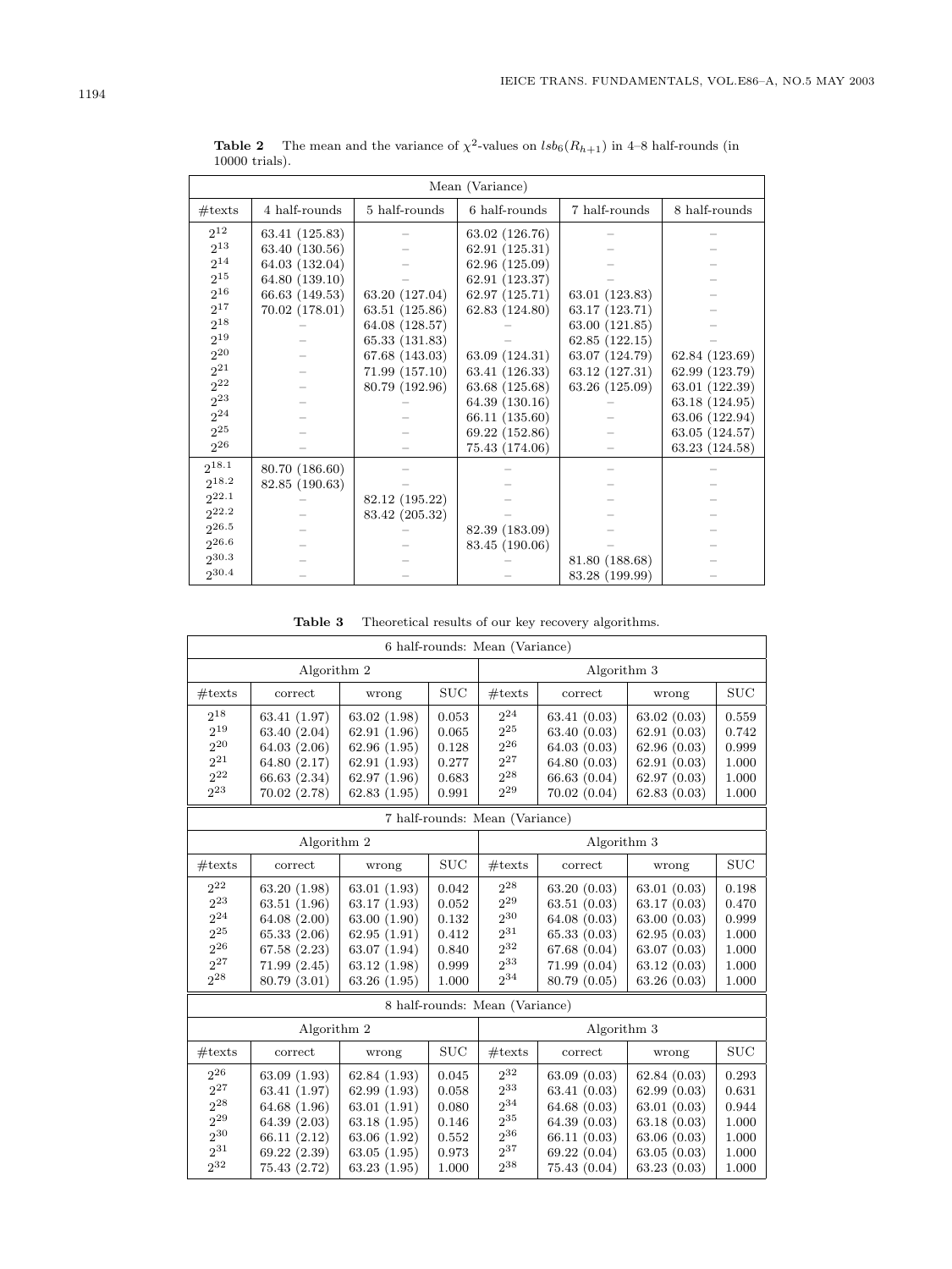**Table 2** The mean and the variance of $\chi^2$-values on $lsb_6(R_{h+1})$ in 4–8 half-rounds (in 10000 trials).

| Mean (Variance) | | | | | |
|---|---|---|---|---|---|
| #texts | 4 half-rounds | 5 half-rounds | 6 half-rounds | 7 half-rounds | 8 half-rounds |
| $2^{12}$ | 63.41 (125.83) | – | 63.02 (126.76) | – | – |
| $2^{13}$ | 63.40 (130.56) | – | 62.91 (125.31) | – | – |
| $2^{14}$ | 64.03 (132.04) | – | 62.96 (125.09) | – | – |
| $2^{15}$ | 64.80 (139.10) | – | 62.91 (123.37) | – | – |
| $2^{16}$ | 66.63 (149.53) | 63.20 (127.04) | 62.97 (125.71) | 63.01 (123.83) | – |
| $2^{17}$ | 70.02 (178.01) | 63.51 (125.86) | 62.83 (124.80) | 63.17 (123.71) | – |
| $2^{18}$ | – | 64.08 (128.57) | – | 63.00 (121.85) | – |
| $2^{19}$ | – | 65.33 (131.83) | – | 62.85 (122.15) | – |
| $2^{20}$ | – | 67.68 (143.03) | 63.09 (124.31) | 63.07 (124.79) | 62.84 (123.69) |
| $2^{21}$ | – | 71.99 (157.10) | 63.41 (126.33) | 63.12 (127.31) | 62.99 (123.79) |
| $2^{22}$ | – | 80.79 (192.96) | 63.68 (125.68) | 63.26 (125.09) | 63.01 (122.39) |
| $2^{23}$ | – | – | 64.39 (130.16) | – | 63.18 (124.95) |
| $2^{24}$ | – | – | 66.11 (135.60) | – | 63.06 (122.94) |
| $2^{25}$ | – | – | 69.22 (152.86) | – | 63.05 (124.57) |
| $2^{26}$ | – | – | 75.43 (174.06) | – | 63.23 (124.58) |
| $2^{18.1}$ | 80.70 (186.60) | – | – | – | – |
| $2^{18.2}$ | 82.85 (190.63) | – | – | – | – |
| $2^{22.1}$ | – | 82.12 (195.22) | – | – | – |
| $2^{22.2}$ | – | 83.42 (205.32) | – | – | – |
| $2^{26.5}$ | – | – | 82.39 (183.09) | – | – |
| $2^{26.6}$ | – | – | 83.45 (190.06) | – | – |
| $2^{30.3}$ | – | – | – | 81.80 (188.68) | – |
| $2^{30.4}$ | – | – | – | 83.28 (199.99) | – |

**Table 3** Theoretical results of our key recovery algorithms.

| 6 half-rounds: Mean (Variance) | | | | | | | |
|---|---|---|---|---|---|---|---|
| Algorithm 2 | | | | Algorithm 3 | | | |
| #texts | correct | wrong | SUC | #texts | correct | wrong | SUC |
| $2^{18}$ | 63.41 (1.97) | 63.02 (1.98) | 0.053 | $2^{24}$ | 63.41 (0.03) | 63.02 (0.03) | 0.559 |
| $2^{19}$ | 63.40 (2.04) | 62.91 (1.96) | 0.065 | $2^{25}$ | 63.40 (0.03) | 62.91 (0.03) | 0.742 |
| $2^{20}$ | 64.03 (2.06) | 62.96 (1.95) | 0.128 | $2^{26}$ | 64.03 (0.03) | 62.96 (0.03) | 0.999 |
| $2^{21}$ | 64.80 (2.17) | 62.91 (1.93) | 0.277 | $2^{27}$ | 64.80 (0.03) | 62.91 (0.03) | 1.000 |
| $2^{22}$ | 66.63 (2.34) | 62.97 (1.96) | 0.683 | $2^{28}$ | 66.63 (0.04) | 62.97 (0.03) | 1.000 |
| $2^{23}$ | 70.02 (2.78) | 62.83 (1.95) | 0.991 | $2^{29}$ | 70.02 (0.04) | 62.83 (0.03) | 1.000 |
| **7 half-rounds: Mean (Variance)** | | | | | | | |
| Algorithm 2 | | | | Algorithm 3 | | | |
| #texts | correct | wrong | SUC | #texts | correct | wrong | SUC |
| $2^{22}$ | 63.20 (1.98) | 63.01 (1.93) | 0.042 | $2^{28}$ | 63.20 (0.03) | 63.01 (0.03) | 0.198 |
| $2^{23}$ | 63.51 (1.96) | 63.17 (1.93) | 0.052 | $2^{29}$ | 63.51 (0.03) | 63.17 (0.03) | 0.470 |
| $2^{24}$ | 64.08 (2.00) | 63.00 (1.90) | 0.132 | $2^{30}$ | 64.08 (0.03) | 63.00 (0.03) | 0.999 |
| $2^{25}$ | 65.33 (2.06) | 62.95 (1.91) | 0.412 | $2^{31}$ | 65.33 (0.03) | 62.95 (0.03) | 1.000 |
| $2^{26}$ | 67.58 (2.23) | 63.07 (1.94) | 0.840 | $2^{32}$ | 67.68 (0.04) | 63.07 (0.03) | 1.000 |
| $2^{27}$ | 71.99 (2.45) | 63.12 (1.98) | 0.999 | $2^{33}$ | 71.99 (0.04) | 63.12 (0.03) | 1.000 |
| $2^{28}$ | 80.79 (3.01) | 63.26 (1.95) | 1.000 | $2^{34}$ | 80.79 (0.05) | 63.26 (0.03) | 1.000 |
| **8 half-rounds: Mean (Variance)** | | | | | | | |
| Algorithm 2 | | | | Algorithm 3 | | | |
| #texts | correct | wrong | SUC | #texts | correct | wrong | SUC |
| $2^{26}$ | 63.09 (1.93) | 62.84 (1.93) | 0.045 | $2^{32}$ | 63.09 (0.03) | 62.84 (0.03) | 0.293 |
| $2^{27}$ | 63.41 (1.97) | 62.99 (1.93) | 0.058 | $2^{33}$ | 63.41 (0.03) | 62.99 (0.03) | 0.631 |
| $2^{28}$ | 64.68 (1.96) | 63.01 (1.91) | 0.080 | $2^{34}$ | 64.68 (0.03) | 63.01 (0.03) | 0.944 |
| $2^{29}$ | 64.39 (2.03) | 63.18 (1.95) | 0.146 | $2^{35}$ | 64.39 (0.03) | 63.18 (0.03) | 1.000 |
| $2^{30}$ | 66.11 (2.12) | 63.06 (1.92) | 0.552 | $2^{36}$ | 66.11 (0.03) | 63.06 (0.03) | 1.000 |
| $2^{31}$ | 69.22 (2.39) | 63.05 (1.95) | 0.973 | $2^{37}$ | 69.22 (0.04) | 63.05 (0.03) | 1.000 |
| $2^{32}$ | 75.43 (2.72) | 63.23 (1.95) | 1.000 | $2^{38}$ | 75.43 (0.04) | 63.23 (0.03) | 1.000 |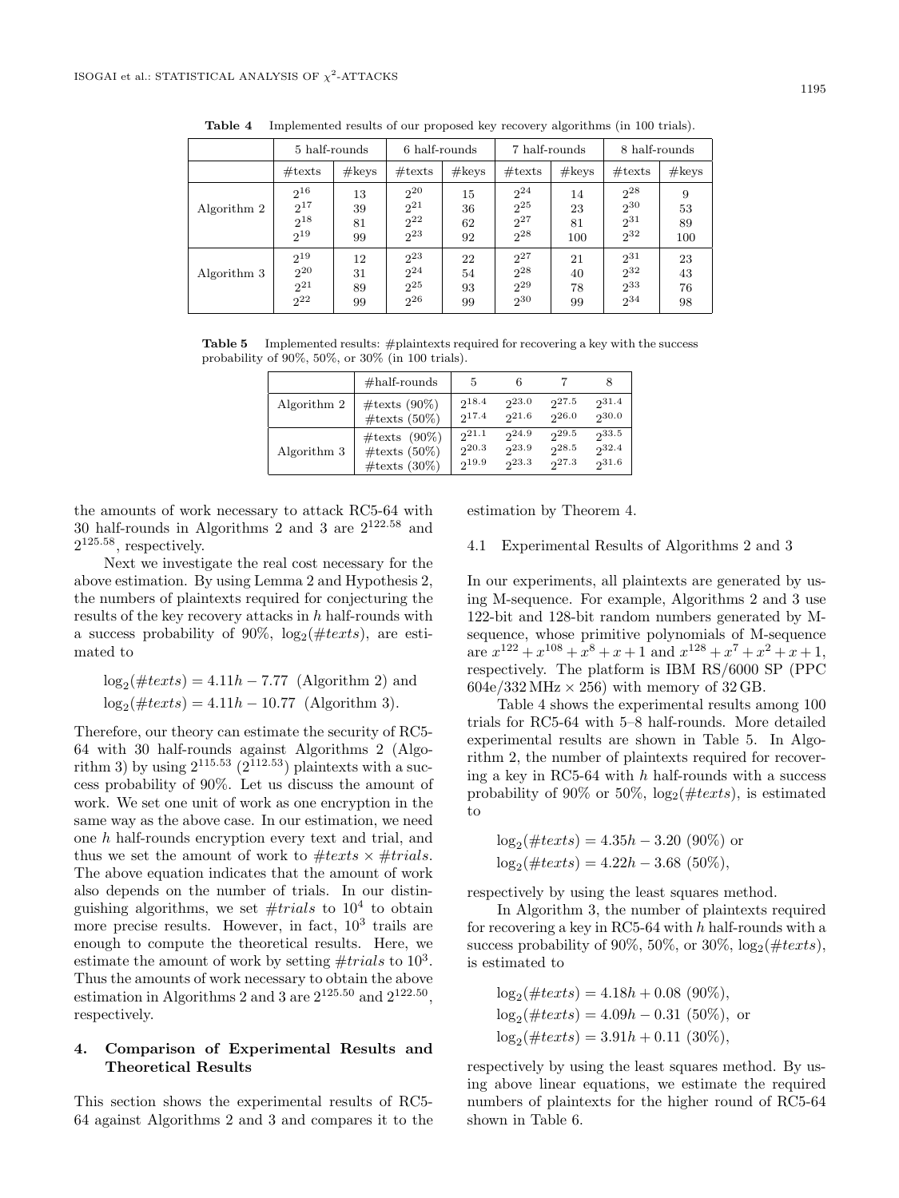**Table 4** Implemented results of our proposed key recovery algorithms (in 100 trials).

| | 5 half-rounds | | 6 half-rounds | | 7 half-rounds | | 8 half-rounds | |
|---|---|---|---|---|---|---|---|---|
| | #texts | #keys | #texts | #keys | #texts | #keys | #texts | #keys |
| Algorithm 2 | $2^{16}$ | 13 | $2^{20}$ | 15 | $2^{24}$ | 14 | $2^{28}$ | 9 |
| | $2^{17}$ | 39 | $2^{21}$ | 36 | $2^{25}$ | 23 | $2^{30}$ | 53 |
| | $2^{18}$ | 81 | $2^{22}$ | 62 | $2^{27}$ | 81 | $2^{31}$ | 89 |
| | $2^{19}$ | 99 | $2^{23}$ | 92 | $2^{28}$ | 100 | $2^{32}$ | 100 |
| Algorithm 3 | $2^{19}$ | 12 | $2^{23}$ | 22 | $2^{27}$ | 21 | $2^{31}$ | 23 |
| | $2^{20}$ | 31 | $2^{24}$ | 54 | $2^{28}$ | 40 | $2^{32}$ | 43 |
| | $2^{21}$ | 89 | $2^{25}$ | 93 | $2^{29}$ | 78 | $2^{33}$ | 76 |
| | $2^{22}$ | 99 | $2^{26}$ | 99 | $2^{30}$ | 99 | $2^{34}$ | 98 |

**Table 5** Implemented results: #plaintexts required for recovering a key with the success probability of 90%, 50%, or 30% (in 100 trials).

| | #half-rounds | 5 | 6 | 7 | 8 |
|---|---|---|---|---|---|
| Algorithm 2 | #texts (90%) | $2^{18.4}$ | $2^{23.0}$ | $2^{27.5}$ | $2^{31.4}$ |
| | #texts (50%) | $2^{17.4}$ | $2^{21.6}$ | $2^{26.0}$ | $2^{30.0}$ |
| Algorithm 3 | #texts (90%) | $2^{21.1}$ | $2^{24.9}$ | $2^{29.5}$ | $2^{33.5}$ |
| | #texts (50%) | $2^{20.3}$ | $2^{23.9}$ | $2^{28.5}$ | $2^{32.4}$ |
| | #texts (30%) | $2^{19.9}$ | $2^{23.3}$ | $2^{27.3}$ | $2^{31.6}$ |

the amounts of work necessary to attack RC5-64 with 30 half-rounds in Algorithms 2 and 3 are $2^{122.58}$ and $2^{125.58}$, respectively.

Next we investigate the real cost necessary for the above estimation. By using Lemma 2 and Hypothesis 2, the numbers of plaintexts required for conjecturing the results of the key recovery attacks in $h$ half-rounds with a success probability of 90%, $\log_2(\#texts)$, are estimated to

$$\log_2(\#texts) = 4.11h - 7.77 \text{ (Algorithm 2) and}$$
$$\log_2(\#texts) = 4.11h - 10.77 \text{ (Algorithm 3).}$$

Therefore, our theory can estimate the security of RC5-64 with 30 half-rounds against Algorithms 2 (Algorithm 3) by using $2^{115.53}$ ($2^{112.53}$) plaintexts with a success probability of 90%. Let us discuss the amount of work. We set one unit of work as one encryption in the same way as the above case. In our estimation, we need one $h$ half-rounds encryption every text and trial, and thus we set the amount of work to $\#texts \times \#trials$. The above equation indicates that the amount of work also depends on the number of trials. In our distinguishing algorithms, we set $\#trials$ to $10^4$ to obtain more precise results. However, in fact, $10^3$ trails are enough to compute the theoretical results. Here, we estimate the amount of work by setting $\#trials$ to $10^3$. Thus the amounts of work necessary to obtain the above estimation in Algorithms 2 and 3 are $2^{125.50}$ and $2^{122.50}$, respectively.

## 4. Comparison of Experimental Results and Theoretical Results

This section shows the experimental results of RC5-64 against Algorithms 2 and 3 and compares it to the estimation by Theorem 4.

### 4.1 Experimental Results of Algorithms 2 and 3

In our experiments, all plaintexts are generated by using M-sequence. For example, Algorithms 2 and 3 use 122-bit and 128-bit random numbers generated by M-sequence, whose primitive polynomials of M-sequence are $x^{122} + x^{108} + x^8 + x + 1$ and $x^{128} + x^7 + x^2 + x + 1$, respectively. The platform is IBM RS/6000 SP (PPC 604e/332 MHz × 256) with memory of 32 GB.

Table 4 shows the experimental results among 100 trials for RC5-64 with 5–8 half-rounds. More detailed experimental results are shown in Table 5. In Algorithm 2, the number of plaintexts required for recovering a key in RC5-64 with $h$ half-rounds with a success probability of 90% or 50%, $\log_2(\#texts)$, is estimated to

$$\log_2(\#texts) = 4.35h - 3.20 \text{ (90\%) or}$$
$$\log_2(\#texts) = 4.22h - 3.68 \text{ (50\%),}$$

respectively by using the least squares method.

In Algorithm 3, the number of plaintexts required for recovering a key in RC5-64 with $h$ half-rounds with a success probability of 90%, 50%, or 30%, $\log_2(\#texts)$, is estimated to

$$\log_2(\#texts) = 4.18h + 0.08 \text{ (90\%),}$$
$$\log_2(\#texts) = 4.09h - 0.31 \text{ (50\%), or}$$
$$\log_2(\#texts) = 3.91h + 0.11 \text{ (30\%),}$$

respectively by using the least squares method. By using above linear equations, we estimate the required numbers of plaintexts for the higher round of RC5-64 shown in Table 6.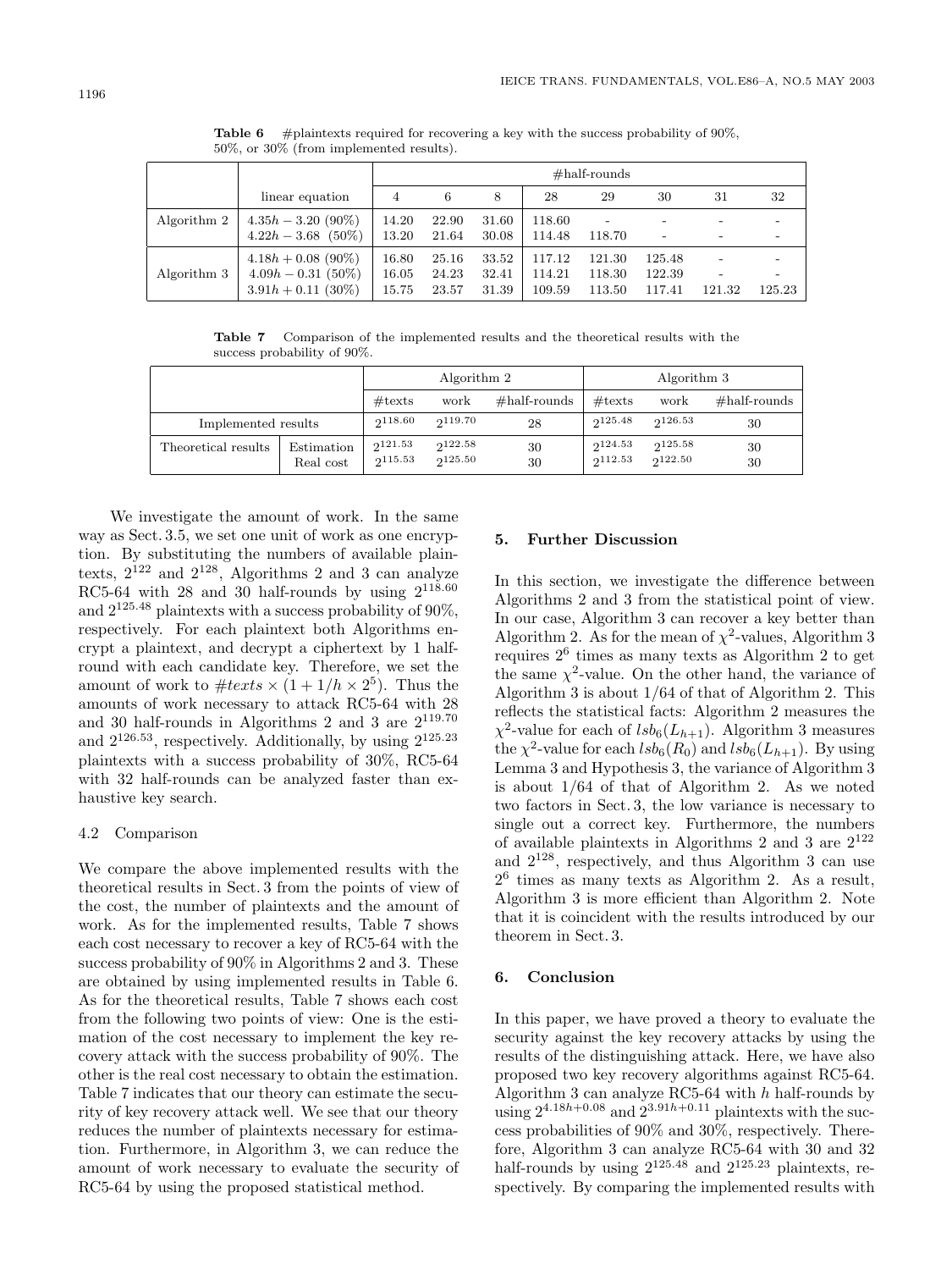**Table 6** #plaintexts required for recovering a key with the success probability of 90%, 50%, or 30% (from implemented results).

| | | #half-rounds | | | | | | | |
|---|---|---|---|---|---|---|---|---|---|
| | linear equation | 4 | 6 | 8 | 28 | 29 | 30 | 31 | 32 |
| Algorithm 2 | $4.35h - 3.20$ (90%) | 14.20 | 22.90 | 31.60 | 118.60 | - | - | - | - |
| | $4.22h - 3.68$ (50%) | 13.20 | 21.64 | 30.08 | 114.48 | 118.70 | - | - | - |
| Algorithm 3 | $4.18h + 0.08$ (90%) | 16.80 | 25.16 | 33.52 | 117.12 | 121.30 | 125.48 | - | - |
| | $4.09h - 0.31$ (50%) | 16.05 | 24.23 | 32.41 | 114.21 | 118.30 | 122.39 | - | - |
| | $3.91h + 0.11$ (30%) | 15.75 | 23.57 | 31.39 | 109.59 | 113.50 | 117.41 | 121.32 | 125.23 |

**Table 7** Comparison of the implemented results and the theoretical results with the success probability of 90%.

| | | Algorithm 2 | | | Algorithm 3 | | |
|---|---|---|---|---|---|---|---|
| | | #texts | work | #half-rounds | #texts | work | #half-rounds |
| Implemented results | | $2^{118.60}$ | $2^{119.70}$ | 28 | $2^{125.48}$ | $2^{126.53}$ | 30 |
| Theoretical results | Estimation | $2^{121.53}$ | $2^{122.58}$ | 30 | $2^{124.53}$ | $2^{125.58}$ | 30 |
| | Real cost | $2^{115.53}$ | $2^{125.50}$ | 30 | $2^{112.53}$ | $2^{122.50}$ | 30 |

We investigate the amount of work. In the same way as Sect. 3.5, we set one unit of work as one encryption. By substituting the numbers of available plaintexts, $2^{122}$ and $2^{128}$, Algorithms 2 and 3 can analyze RC5-64 with 28 and 30 half-rounds by using $2^{118.60}$ and $2^{125.48}$ plaintexts with a success probability of 90%, respectively. For each plaintext both Algorithms encrypt a plaintext, and decrypt a ciphertext by 1 half-round with each candidate key. Therefore, we set the amount of work to $\#texts \times (1 + 1/h \times 2^5)$. Thus the amounts of work necessary to attack RC5-64 with 28 and 30 half-rounds in Algorithms 2 and 3 are $2^{119.70}$ and $2^{126.53}$, respectively. Additionally, by using $2^{125.23}$ plaintexts with a success probability of 30%, RC5-64 with 32 half-rounds can be analyzed faster than exhaustive key search.

### 4.2 Comparison

We compare the above implemented results with the theoretical results in Sect. 3 from the points of view of the cost, the number of plaintexts and the amount of work. As for the implemented results, Table 7 shows each cost necessary to recover a key of RC5-64 with the success probability of 90% in Algorithms 2 and 3. These are obtained by using implemented results in Table 6. As for the theoretical results, Table 7 shows each cost from the following two points of view: One is the estimation of the cost necessary to implement the key recovery attack with the success probability of 90%. The other is the real cost necessary to obtain the estimation. Table 7 indicates that our theory can estimate the security of key recovery attack well. We see that our theory reduces the number of plaintexts necessary for estimation. Furthermore, in Algorithm 3, we can reduce the amount of work necessary to evaluate the security of RC5-64 by using the proposed statistical method.

## 5. Further Discussion

In this section, we investigate the difference between Algorithms 2 and 3 from the statistical point of view. In our case, Algorithm 3 can recover a key better than Algorithm 2. As for the mean of $\chi^2$-values, Algorithm 3 requires $2^6$ times as many texts as Algorithm 2 to get the same $\chi^2$-value. On the other hand, the variance of Algorithm 3 is about 1/64 of that of Algorithm 2. This reflects the statistical facts: Algorithm 2 measures the $\chi^2$-value for each of $lsb_6(L_{h+1})$. Algorithm 3 measures the $\chi^2$-value for each $lsb_6(R_0)$ and $lsb_6(L_{h+1})$. By using Lemma 3 and Hypothesis 3, the variance of Algorithm 3 is about 1/64 of that of Algorithm 2. As we noted two factors in Sect. 3, the low variance is necessary to single out a correct key. Furthermore, the numbers of available plaintexts in Algorithms 2 and 3 are $2^{122}$ and $2^{128}$, respectively, and thus Algorithm 3 can use $2^6$ times as many texts as Algorithm 2. As a result, Algorithm 3 is more efficient than Algorithm 2. Note that it is coincident with the results introduced by our theorem in Sect. 3.

## 6. Conclusion

In this paper, we have proved a theory to evaluate the security against the key recovery attacks by using the results of the distinguishing attack. Here, we have also proposed two key recovery algorithms against RC5-64. Algorithm 3 can analyze RC5-64 with $h$ half-rounds by using $2^{4.18h+0.08}$ and $2^{3.91h+0.11}$ plaintexts with the success probabilities of 90% and 30%, respectively. Therefore, Algorithm 3 can analyze RC5-64 with 30 and 32 half-rounds by using $2^{125.48}$ and $2^{125.23}$ plaintexts, respectively. By comparing the implemented results with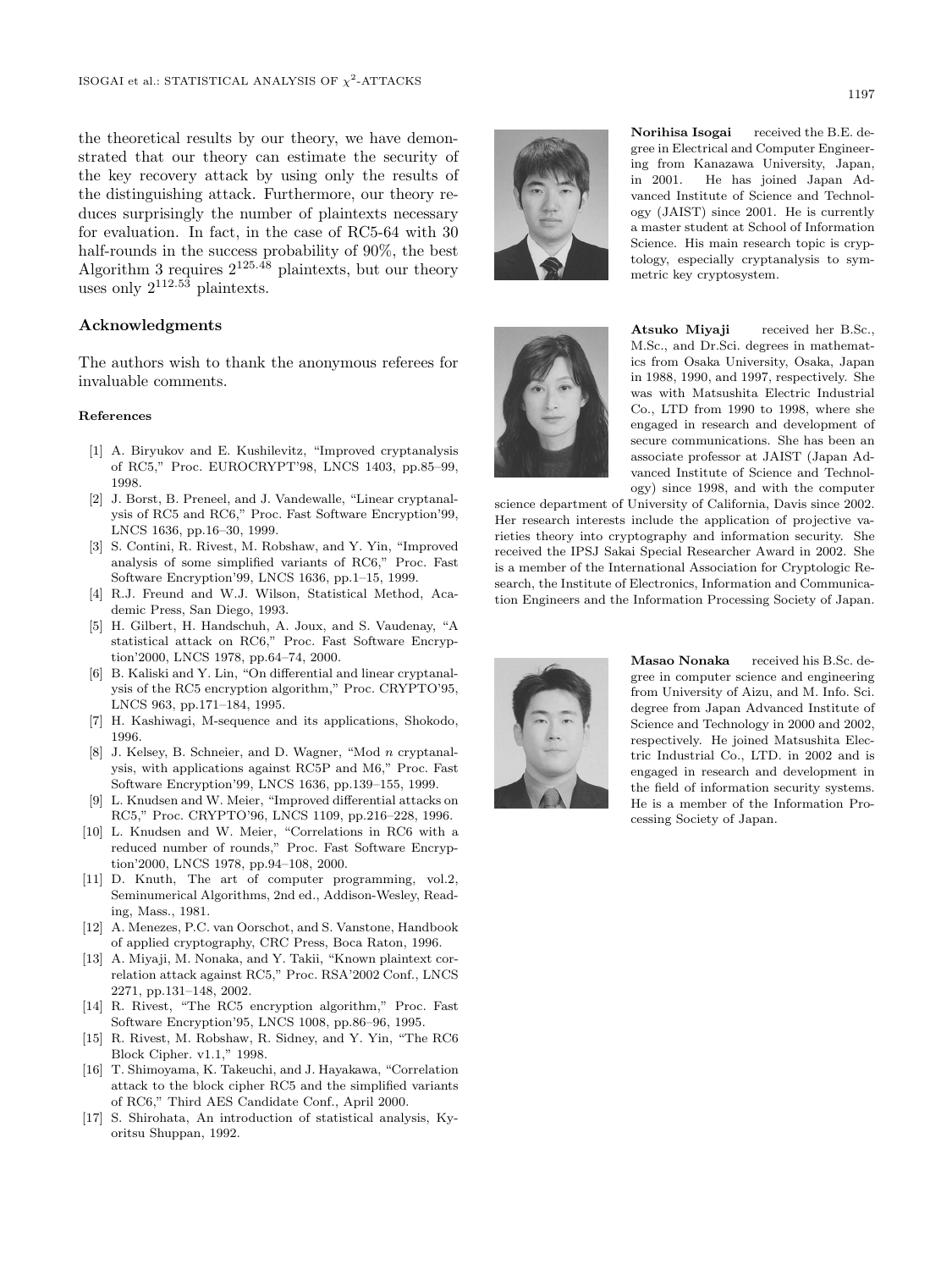the theoretical results by our theory, we have demonstrated that our theory can estimate the security of the key recovery attack by using only the results of the distinguishing attack. Furthermore, our theory reduces surprisingly the number of plaintexts necessary for evaluation. In fact, in the case of RC5-64 with 30 half-rounds in the success probability of 90%, the best Algorithm 3 requires $2^{125.48}$ plaintexts, but our theory uses only $2^{112.53}$ plaintexts.

## Acknowledgments

The authors wish to thank the anonymous referees for invaluable comments.

### References

[1] A. Biryukov and E. Kushilevitz, "Improved cryptanalysis of RC5," Proc. EUROCRYPT'98, LNCS 1403, pp.85–99, 1998.

[2] J. Borst, B. Preneel, and J. Vandewalle, "Linear cryptanalysis of RC5 and RC6," Proc. Fast Software Encryption'99, LNCS 1636, pp.16–30, 1999.

[3] S. Contini, R. Rivest, M. Robshaw, and Y. Yin, "Improved analysis of some simplified variants of RC6," Proc. Fast Software Encryption'99, LNCS 1636, pp.1–15, 1999.

[4] R.J. Freund and W.J. Wilson, Statistical Method, Academic Press, San Diego, 1993.

[5] H. Gilbert, H. Handschuh, A. Joux, and S. Vaudenay, "A statistical attack on RC6," Proc. Fast Software Encryption'2000, LNCS 1978, pp.64–74, 2000.

[6] B. Kaliski and Y. Lin, "On differential and linear cryptanalysis of the RC5 encryption algorithm," Proc. CRYPTO'95, LNCS 963, pp.171–184, 1995.

[7] H. Kashiwagi, M-sequence and its applications, Shokodo, 1996.

[8] J. Kelsey, B. Schneier, and D. Wagner, "Mod $n$ cryptanalysis, with applications against RC5P and M6," Proc. Fast Software Encryption'99, LNCS 1636, pp.139–155, 1999.

[9] L. Knudsen and W. Meier, "Improved differential attacks on RC5," Proc. CRYPTO'96, LNCS 1109, pp.216–228, 1996.

[10] L. Knudsen and W. Meier, "Correlations in RC6 with a reduced number of rounds," Proc. Fast Software Encryption'2000, LNCS 1978, pp.94–108, 2000.

[11] D. Knuth, The art of computer programming, vol.2, Seminumerical Algorithms, 2nd ed., Addison-Wesley, Reading, Mass., 1981.

[12] A. Menezes, P.C. van Oorschot, and S. Vanstone, Handbook of applied cryptography, CRC Press, Boca Raton, 1996.

[13] A. Miyaji, M. Nonaka, and Y. Takii, "Known plaintext correlation attack against RC5," Proc. RSA'2002 Conf., LNCS 2271, pp.131–148, 2002.

[14] R. Rivest, "The RC5 encryption algorithm," Proc. Fast Software Encryption'95, LNCS 1008, pp.86–96, 1995.

[15] R. Rivest, M. Robshaw, R. Sidney, and Y. Yin, "The RC6 Block Cipher. v1.1," 1998.

[16] T. Shimoyama, K. Takeuchi, and J. Hayakawa, "Correlation attack to the block cipher RC5 and the simplified variants of RC6," Third AES Candidate Conf., April 2000.

[17] S. Shirohata, An introduction of statistical analysis, Kyoritsu Shuppan, 1992.

**Norihisa Isogai** received the B.E. degree in Electrical and Computer Engineering from Kanazawa University, Japan, in 2001. He has joined Japan Advanced Institute of Science and Technology (JAIST) since 2001. He is currently a master student at School of Information Science. His main research topic is cryptology, especially cryptanalysis to symmetric key cryptosystem.

**Atsuko Miyaji** received her B.Sc., M.Sc., and Dr.Sci. degrees in mathematics from Osaka University, Osaka, Japan in 1988, 1990, and 1997, respectively. She was with Matsushita Electric Industrial Co., LTD from 1990 to 1998, where she engaged in research and development of secure communications. She has been an associate professor at JAIST (Japan Advanced Institute of Science and Technology) since 1998, and with the computer science department of University of California, Davis since 2002. Her research interests include the application of projective varieties theory into cryptography and information security. She received the IPSJ Sakai Special Researcher Award in 2002. She is a member of the International Association for Cryptologic Research, the Institute of Electronics, Information and Communication Engineers and the Information Processing Society of Japan.

**Masao Nonaka** received his B.Sc. degree in computer science and engineering from University of Aizu, and M. Info. Sci. degree from Japan Advanced Institute of Science and Technology in 2000 and 2002, respectively. He joined Matsushita Electric Industrial Co., LTD. in 2002 and is engaged in research and development in the field of information security systems. He is a member of the Information Processing Society of Japan.